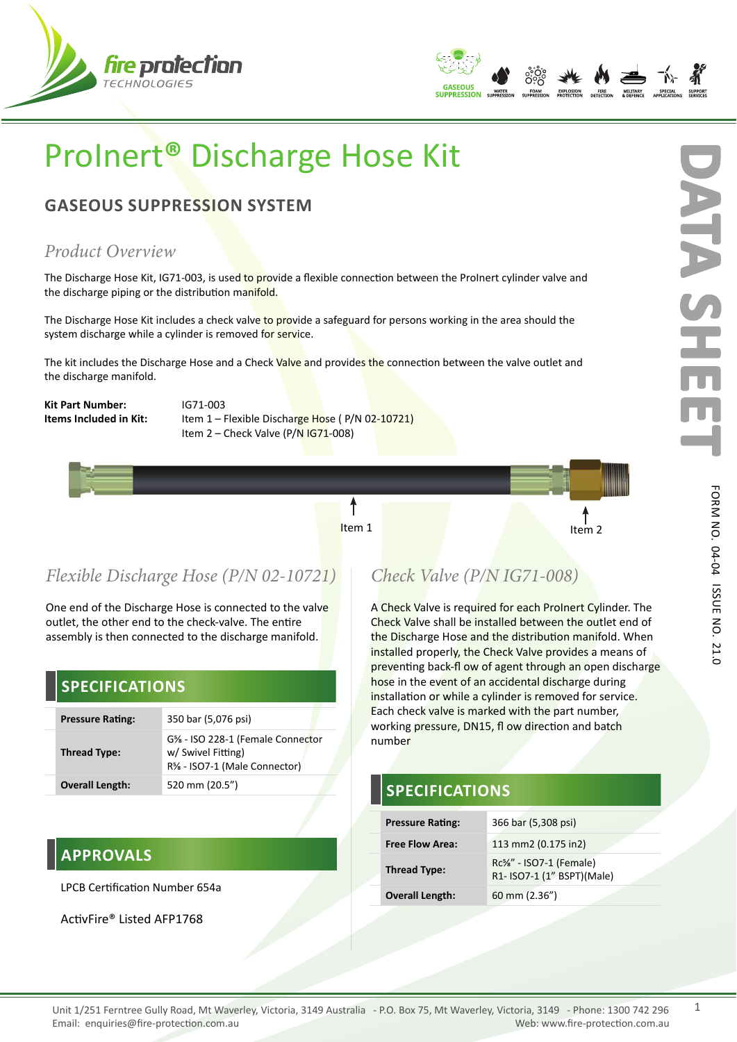# ProInert® Discharge Hose Kit

## GASEOUS SUPPRESSION SYSTEM

### *Product Overview*

The Discharge Hose Kit, IG71-003, is used to provide a flexible connection between the ProInert cylinder valve and the discharge piping or the distribution manifold.

The Discharge Hose Kit includes a check valve to provide a safeguard for persons working in the area should the system discharge while a cylinder is removed for service.

The kit includes the Discharge Hose and a Check Valve and provides the connection between the valve outlet and the discharge manifold.

**Kit Part Number:** IG71-003
**Items Included in Kit:** Item 1 – Flexible Discharge Hose ( P/N 02-10721)
Item 2 – Check Valve (P/N IG71-008)

Item 1 Item 2

### *Flexible Discharge Hose (P/N 02-10721)*

One end of the Discharge Hose is connected to the valve outlet, the other end to the check-valve. The entire assembly is then connected to the discharge manifold.

## SPECIFICATIONS

| | |
|---|---|
| **Pressure Rating:** | 350 bar (5,076 psi) |
| **Thread Type:** | G⅝ - ISO 228-1 (Female Connector w/ Swivel Fitting)<br>R⅝ - ISO7-1 (Male Connector) |
| **Overall Length:** | 520 mm (20.5") |

## APPROVALS

LPCB Certification Number 654a

ActivFire® Listed AFP1768

### *Check Valve (P/N IG71-008)*

A Check Valve is required for each ProInert Cylinder. The Check Valve shall be installed between the outlet end of the Discharge Hose and the distribution manifold. When installed properly, the Check Valve provides a means of preventing back-flow of agent through an open discharge hose in the event of an accidental discharge during installation or while a cylinder is removed for service. Each check valve is marked with the part number, working pressure, DN15, flow direction and batch number

## SPECIFICATIONS

| | |
|---|---|
| **Pressure Rating:** | 366 bar (5,308 psi) |
| **Free Flow Area:** | 113 mm2 (0.175 in2) |
| **Thread Type:** | Rc⅝" - ISO7-1 (Female)<br>R1- ISO7-1 (1" BSPT)(Male) |
| **Overall Length:** | 60 mm (2.36") |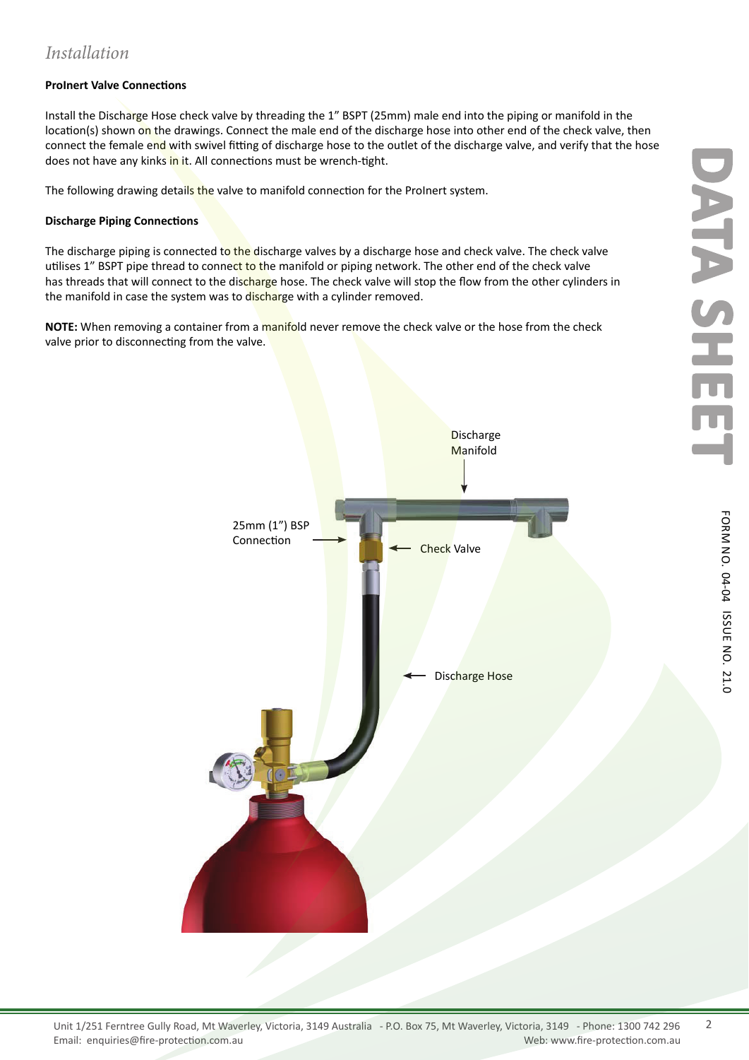## Installation

**ProInert Valve Connections**

Install the Discharge Hose check valve by threading the 1" BSPT (25mm) male end into the piping or manifold in the location(s) shown on the drawings. Connect the male end of the discharge hose into other end of the check valve, then connect the female end with swivel fitting of discharge hose to the outlet of the discharge valve, and verify that the hose does not have any kinks in it. All connections must be wrench-tight.

The following drawing details the valve to manifold connection for the ProInert system.

**Discharge Piping Connections**

The discharge piping is connected to the discharge valves by a discharge hose and check valve. The check valve utilises 1" BSPT pipe thread to connect to the manifold or piping network. The other end of the check valve has threads that will connect to the discharge hose. The check valve will stop the flow from the other cylinders in the manifold in case the system was to discharge with a cylinder removed.

**NOTE:** When removing a container from a manifold never remove the check valve or the hose from the check valve prior to disconnecting from the valve.

Discharge Manifold

25mm (1") BSP Connection

Check Valve

Discharge Hose